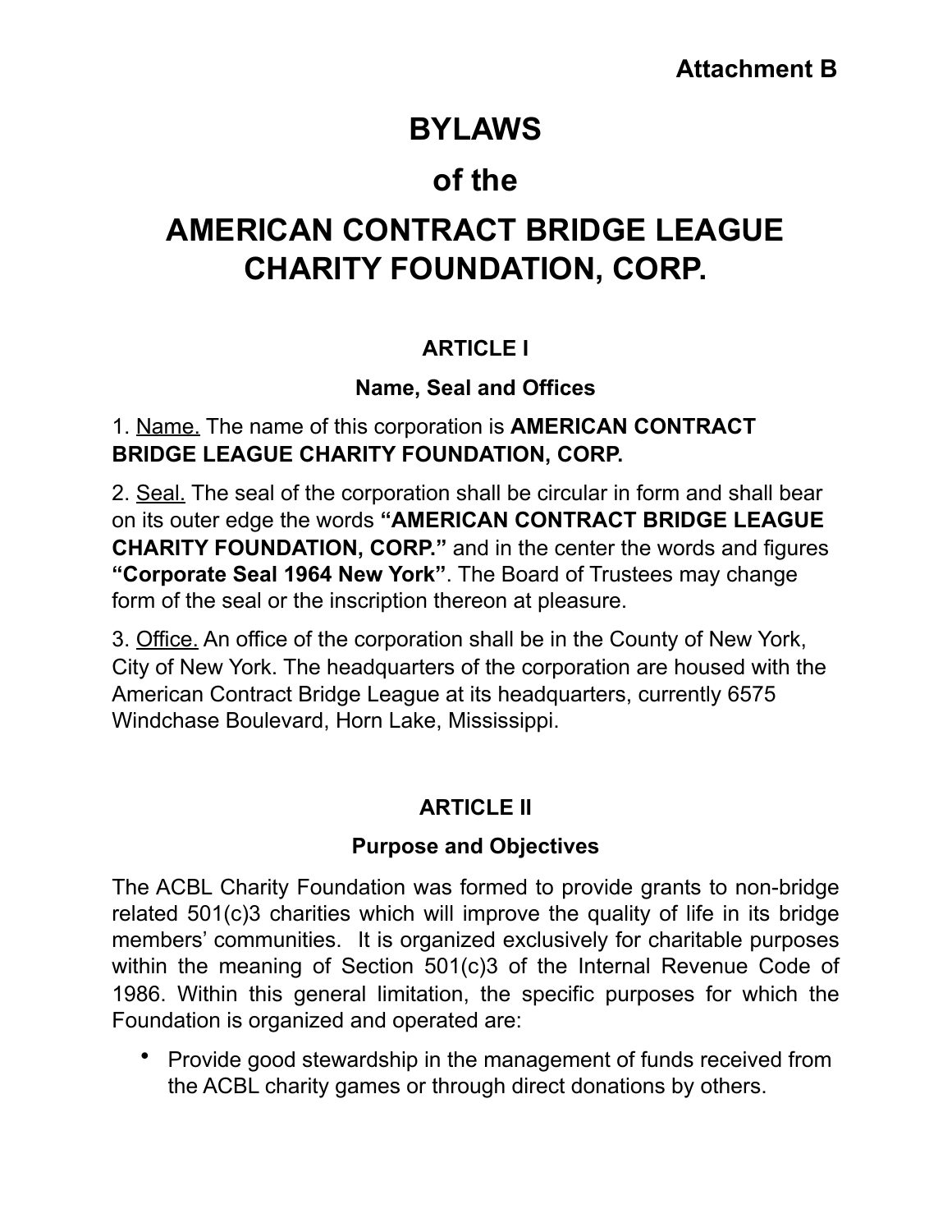**Attachment B**

# BYLAWS

# of the

# AMERICAN CONTRACT BRIDGE LEAGUE CHARITY FOUNDATION, CORP.

## ARTICLE I

### Name, Seal and Offices

1. Name. The name of this corporation is **AMERICAN CONTRACT BRIDGE LEAGUE CHARITY FOUNDATION, CORP.**

2. Seal. The seal of the corporation shall be circular in form and shall bear on its outer edge the words **"AMERICAN CONTRACT BRIDGE LEAGUE CHARITY FOUNDATION, CORP."** and in the center the words and figures **"Corporate Seal 1964 New York"**. The Board of Trustees may change form of the seal or the inscription thereon at pleasure.

3. Office. An office of the corporation shall be in the County of New York, City of New York. The headquarters of the corporation are housed with the American Contract Bridge League at its headquarters, currently 6575 Windchase Boulevard, Horn Lake, Mississippi.

## ARTICLE II

### Purpose and Objectives

The ACBL Charity Foundation was formed to provide grants to non-bridge related 501(c)3 charities which will improve the quality of life in its bridge members' communities. It is organized exclusively for charitable purposes within the meaning of Section 501(c)3 of the Internal Revenue Code of 1986. Within this general limitation, the specific purposes for which the Foundation is organized and operated are:

- Provide good stewardship in the management of funds received from the ACBL charity games or through direct donations by others.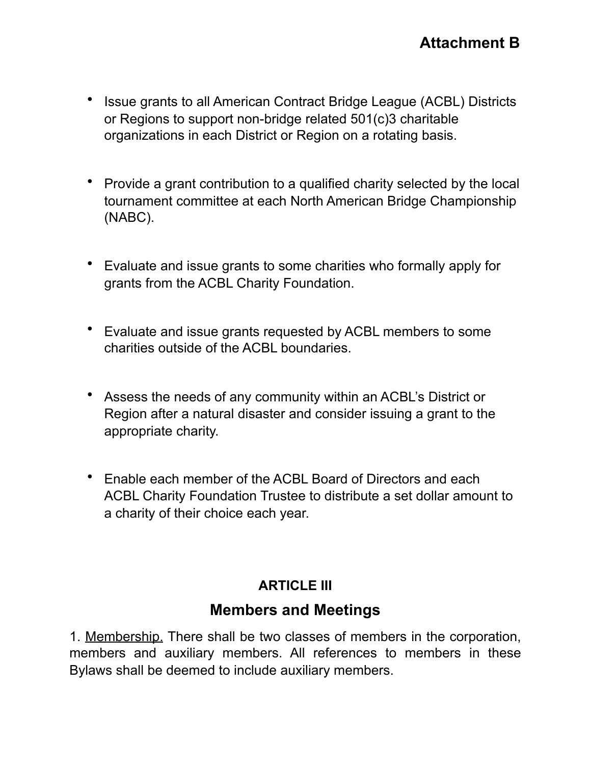- Issue grants to all American Contract Bridge League (ACBL) Districts or Regions to support non-bridge related 501(c)3 charitable organizations in each District or Region on a rotating basis.

- Provide a grant contribution to a qualified charity selected by the local tournament committee at each North American Bridge Championship (NABC).

- Evaluate and issue grants to some charities who formally apply for grants from the ACBL Charity Foundation.

- Evaluate and issue grants requested by ACBL members to some charities outside of the ACBL boundaries.

- Assess the needs of any community within an ACBL's District or Region after a natural disaster and consider issuing a grant to the appropriate charity.

- Enable each member of the ACBL Board of Directors and each ACBL Charity Foundation Trustee to distribute a set dollar amount to a charity of their choice each year.

## ARTICLE III

## Members and Meetings

1. Membership. There shall be two classes of members in the corporation, members and auxiliary members. All references to members in these Bylaws shall be deemed to include auxiliary members.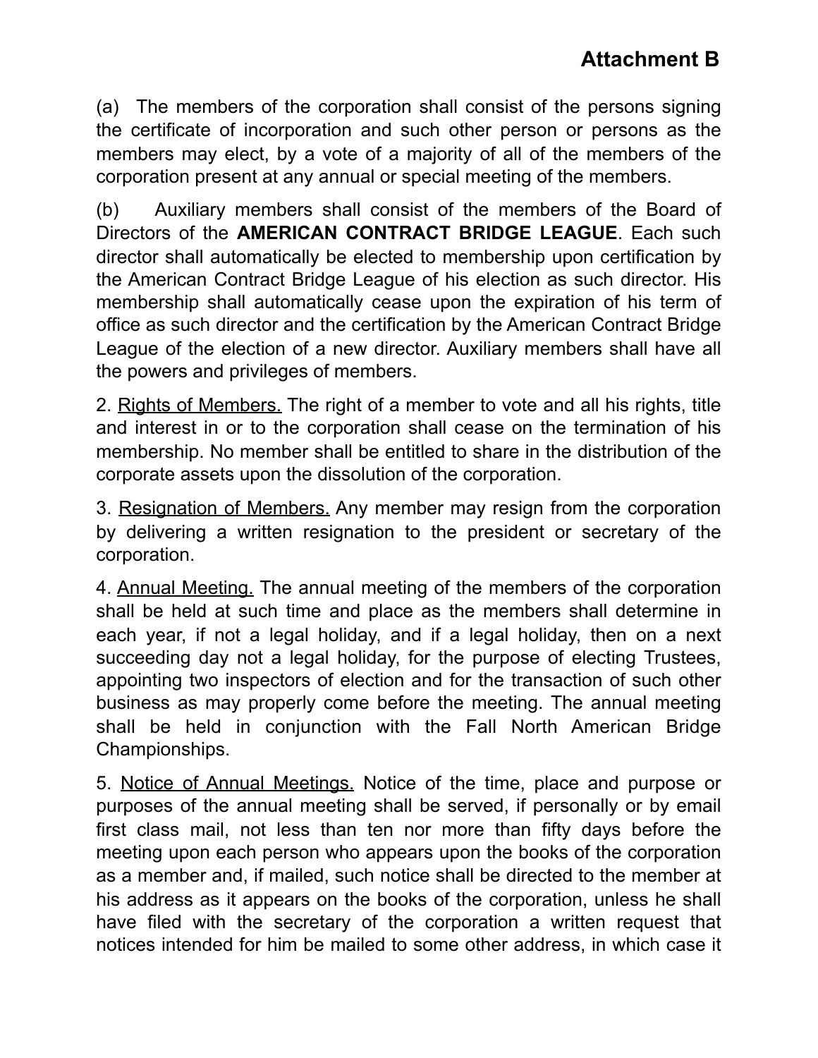**Attachment B**

(a) The members of the corporation shall consist of the persons signing the certificate of incorporation and such other person or persons as the members may elect, by a vote of a majority of all of the members of the corporation present at any annual or special meeting of the members.

(b) Auxiliary members shall consist of the members of the Board of Directors of the **AMERICAN CONTRACT BRIDGE LEAGUE**. Each such director shall automatically be elected to membership upon certification by the American Contract Bridge League of his election as such director. His membership shall automatically cease upon the expiration of his term of office as such director and the certification by the American Contract Bridge League of the election of a new director. Auxiliary members shall have all the powers and privileges of members.

2. <u>Rights of Members.</u> The right of a member to vote and all his rights, title and interest in or to the corporation shall cease on the termination of his membership. No member shall be entitled to share in the distribution of the corporate assets upon the dissolution of the corporation.

3. <u>Resignation of Members.</u> Any member may resign from the corporation by delivering a written resignation to the president or secretary of the corporation.

4. <u>Annual Meeting.</u> The annual meeting of the members of the corporation shall be held at such time and place as the members shall determine in each year, if not a legal holiday, and if a legal holiday, then on a next succeeding day not a legal holiday, for the purpose of electing Trustees, appointing two inspectors of election and for the transaction of such other business as may properly come before the meeting. The annual meeting shall be held in conjunction with the Fall North American Bridge Championships.

5. <u>Notice of Annual Meetings.</u> Notice of the time, place and purpose or purposes of the annual meeting shall be served, if personally or by email first class mail, not less than ten nor more than fifty days before the meeting upon each person who appears upon the books of the corporation as a member and, if mailed, such notice shall be directed to the member at his address as it appears on the books of the corporation, unless he shall have filed with the secretary of the corporation a written request that notices intended for him be mailed to some other address, in which case it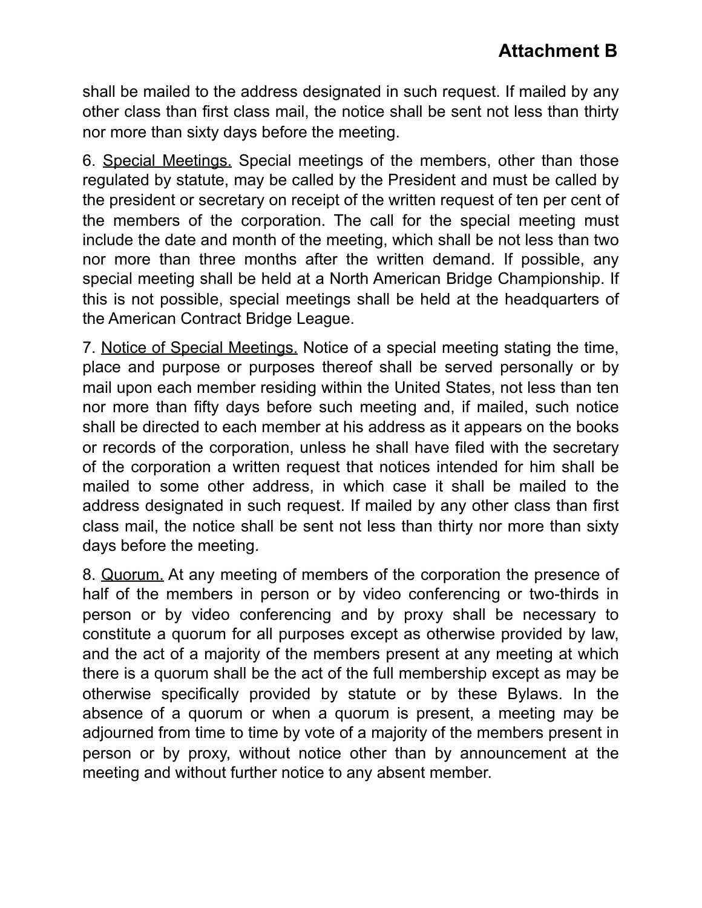shall be mailed to the address designated in such request. If mailed by any other class than first class mail, the notice shall be sent not less than thirty nor more than sixty days before the meeting.

6. Special Meetings. Special meetings of the members, other than those regulated by statute, may be called by the President and must be called by the president or secretary on receipt of the written request of ten per cent of the members of the corporation. The call for the special meeting must include the date and month of the meeting, which shall be not less than two nor more than three months after the written demand. If possible, any special meeting shall be held at a North American Bridge Championship. If this is not possible, special meetings shall be held at the headquarters of the American Contract Bridge League.

7. Notice of Special Meetings. Notice of a special meeting stating the time, place and purpose or purposes thereof shall be served personally or by mail upon each member residing within the United States, not less than ten nor more than fifty days before such meeting and, if mailed, such notice shall be directed to each member at his address as it appears on the books or records of the corporation, unless he shall have filed with the secretary of the corporation a written request that notices intended for him shall be mailed to some other address, in which case it shall be mailed to the address designated in such request. If mailed by any other class than first class mail, the notice shall be sent not less than thirty nor more than sixty days before the meeting.

8. Quorum. At any meeting of members of the corporation the presence of half of the members in person or by video conferencing or two-thirds in person or by video conferencing and by proxy shall be necessary to constitute a quorum for all purposes except as otherwise provided by law, and the act of a majority of the members present at any meeting at which there is a quorum shall be the act of the full membership except as may be otherwise specifically provided by statute or by these Bylaws. In the absence of a quorum or when a quorum is present, a meeting may be adjourned from time to time by vote of a majority of the members present in person or by proxy, without notice other than by announcement at the meeting and without further notice to any absent member.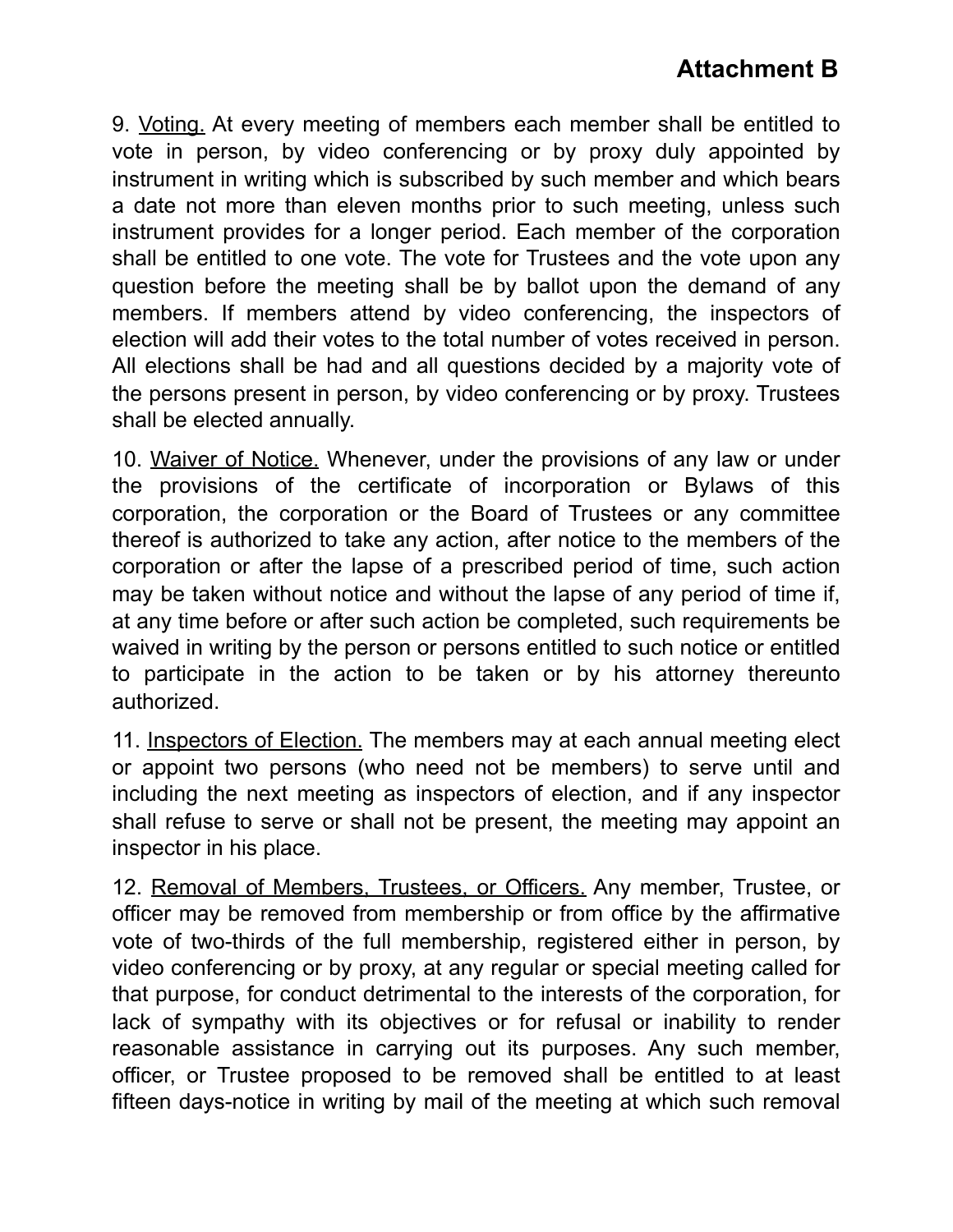9. Voting. At every meeting of members each member shall be entitled to vote in person, by video conferencing or by proxy duly appointed by instrument in writing which is subscribed by such member and which bears a date not more than eleven months prior to such meeting, unless such instrument provides for a longer period. Each member of the corporation shall be entitled to one vote. The vote for Trustees and the vote upon any question before the meeting shall be by ballot upon the demand of any members. If members attend by video conferencing, the inspectors of election will add their votes to the total number of votes received in person. All elections shall be had and all questions decided by a majority vote of the persons present in person, by video conferencing or by proxy. Trustees shall be elected annually.

10. Waiver of Notice. Whenever, under the provisions of any law or under the provisions of the certificate of incorporation or Bylaws of this corporation, the corporation or the Board of Trustees or any committee thereof is authorized to take any action, after notice to the members of the corporation or after the lapse of a prescribed period of time, such action may be taken without notice and without the lapse of any period of time if, at any time before or after such action be completed, such requirements be waived in writing by the person or persons entitled to such notice or entitled to participate in the action to be taken or by his attorney thereunto authorized.

11. Inspectors of Election. The members may at each annual meeting elect or appoint two persons (who need not be members) to serve until and including the next meeting as inspectors of election, and if any inspector shall refuse to serve or shall not be present, the meeting may appoint an inspector in his place.

12. Removal of Members, Trustees, or Officers. Any member, Trustee, or officer may be removed from membership or from office by the affirmative vote of two-thirds of the full membership, registered either in person, by video conferencing or by proxy, at any regular or special meeting called for that purpose, for conduct detrimental to the interests of the corporation, for lack of sympathy with its objectives or for refusal or inability to render reasonable assistance in carrying out its purposes. Any such member, officer, or Trustee proposed to be removed shall be entitled to at least fifteen days-notice in writing by mail of the meeting at which such removal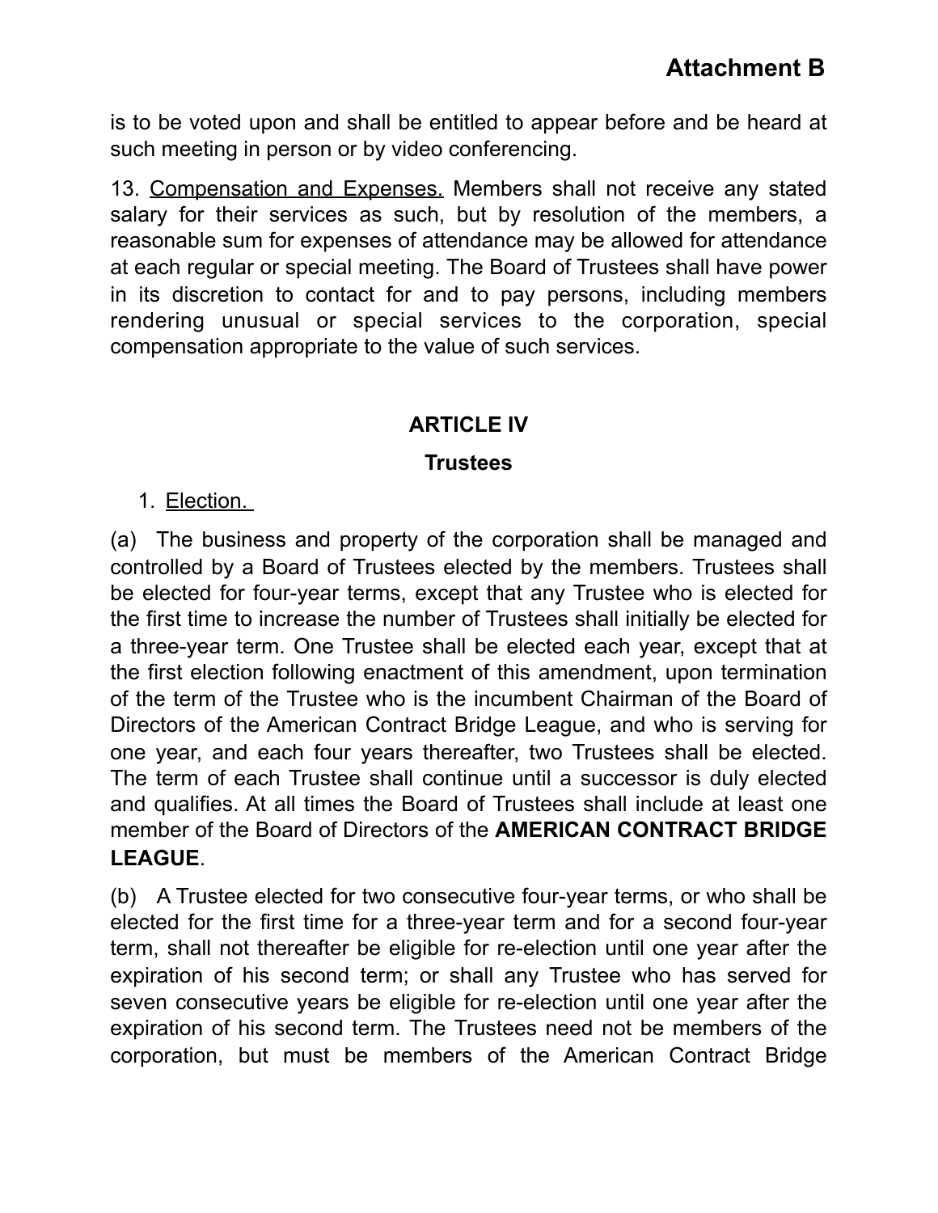is to be voted upon and shall be entitled to appear before and be heard at such meeting in person or by video conferencing.

13. <u>Compensation and Expenses.</u> Members shall not receive any stated salary for their services as such, but by resolution of the members, a reasonable sum for expenses of attendance may be allowed for attendance at each regular or special meeting. The Board of Trustees shall have power in its discretion to contact for and to pay persons, including members rendering unusual or special services to the corporation, special compensation appropriate to the value of such services.

## ARTICLE IV

### Trustees

1. <u>Election.</u>

(a) The business and property of the corporation shall be managed and controlled by a Board of Trustees elected by the members. Trustees shall be elected for four-year terms, except that any Trustee who is elected for the first time to increase the number of Trustees shall initially be elected for a three-year term. One Trustee shall be elected each year, except that at the first election following enactment of this amendment, upon termination of the term of the Trustee who is the incumbent Chairman of the Board of Directors of the American Contract Bridge League, and who is serving for one year, and each four years thereafter, two Trustees shall be elected. The term of each Trustee shall continue until a successor is duly elected and qualifies. At all times the Board of Trustees shall include at least one member of the Board of Directors of the **AMERICAN CONTRACT BRIDGE LEAGUE**.

(b) A Trustee elected for two consecutive four-year terms, or who shall be elected for the first time for a three-year term and for a second four-year term, shall not thereafter be eligible for re-election until one year after the expiration of his second term; or shall any Trustee who has served for seven consecutive years be eligible for re-election until one year after the expiration of his second term. The Trustees need not be members of the corporation, but must be members of the American Contract Bridge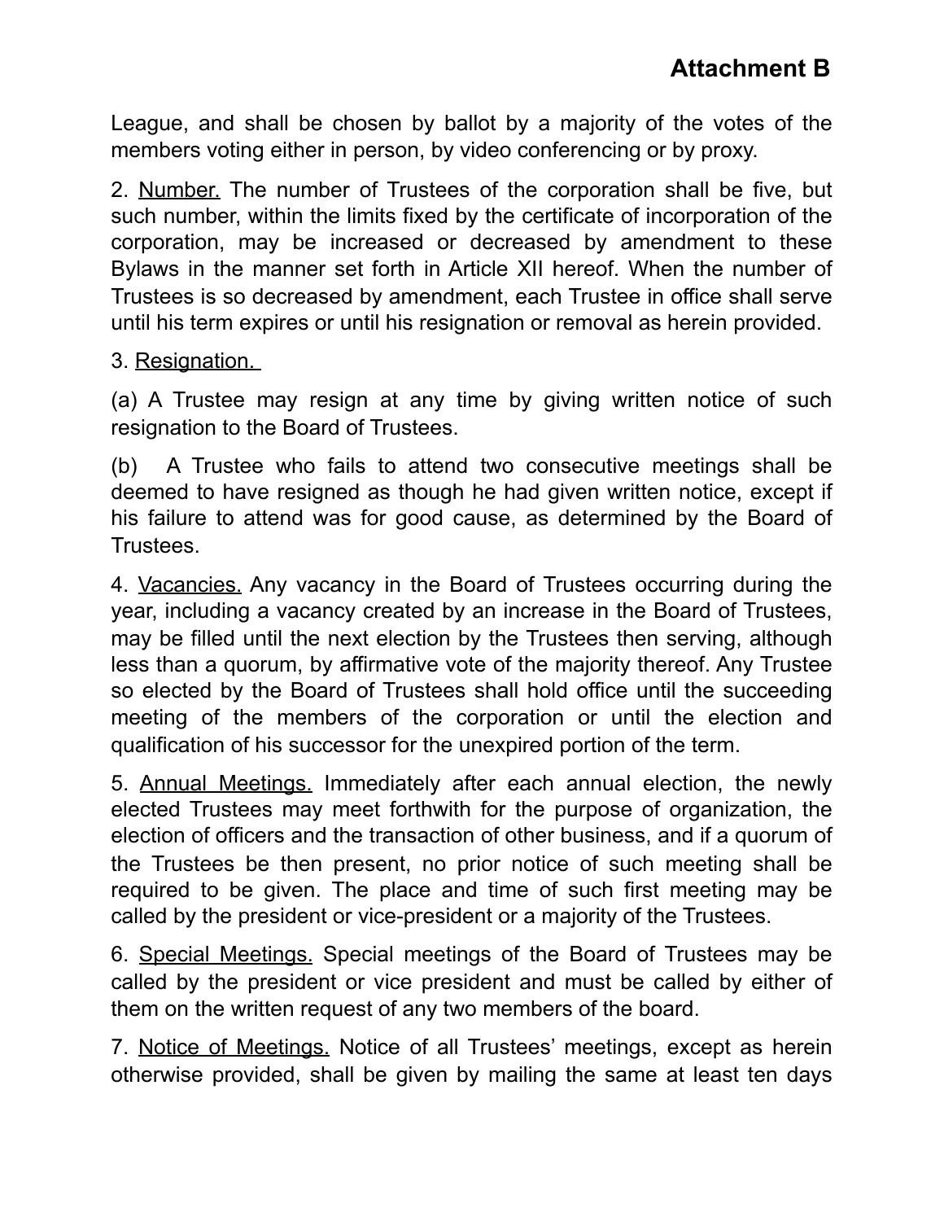League, and shall be chosen by ballot by a majority of the votes of the members voting either in person, by video conferencing or by proxy.

2. Number. The number of Trustees of the corporation shall be five, but such number, within the limits fixed by the certificate of incorporation of the corporation, may be increased or decreased by amendment to these Bylaws in the manner set forth in Article XII hereof. When the number of Trustees is so decreased by amendment, each Trustee in office shall serve until his term expires or until his resignation or removal as herein provided.

3. Resignation.

(a) A Trustee may resign at any time by giving written notice of such resignation to the Board of Trustees.

(b) A Trustee who fails to attend two consecutive meetings shall be deemed to have resigned as though he had given written notice, except if his failure to attend was for good cause, as determined by the Board of Trustees.

4. Vacancies. Any vacancy in the Board of Trustees occurring during the year, including a vacancy created by an increase in the Board of Trustees, may be filled until the next election by the Trustees then serving, although less than a quorum, by affirmative vote of the majority thereof. Any Trustee so elected by the Board of Trustees shall hold office until the succeeding meeting of the members of the corporation or until the election and qualification of his successor for the unexpired portion of the term.

5. Annual Meetings. Immediately after each annual election, the newly elected Trustees may meet forthwith for the purpose of organization, the election of officers and the transaction of other business, and if a quorum of the Trustees be then present, no prior notice of such meeting shall be required to be given. The place and time of such first meeting may be called by the president or vice-president or a majority of the Trustees.

6. Special Meetings. Special meetings of the Board of Trustees may be called by the president or vice president and must be called by either of them on the written request of any two members of the board.

7. Notice of Meetings. Notice of all Trustees' meetings, except as herein otherwise provided, shall be given by mailing the same at least ten days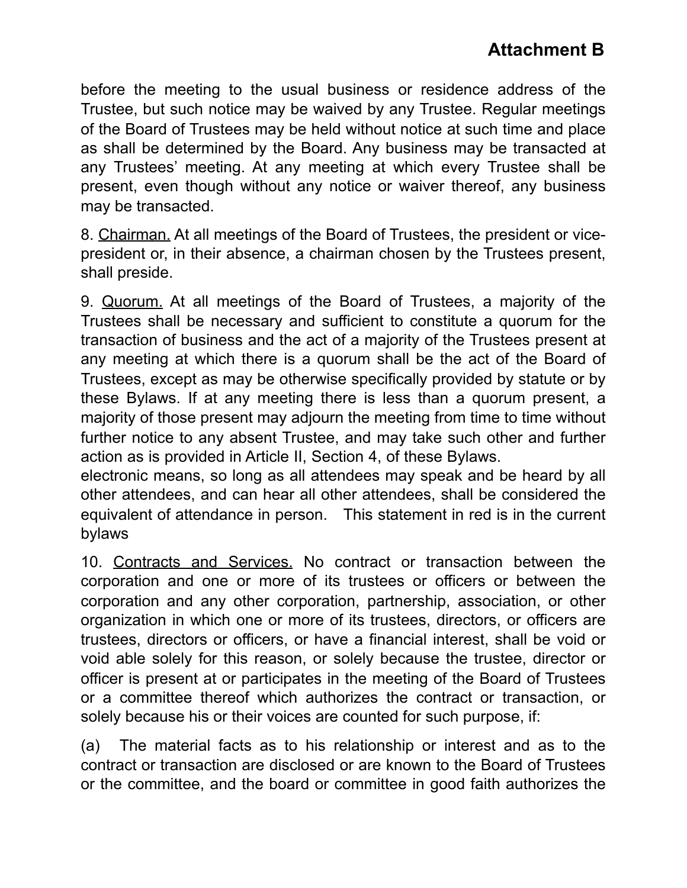before the meeting to the usual business or residence address of the Trustee, but such notice may be waived by any Trustee. Regular meetings of the Board of Trustees may be held without notice at such time and place as shall be determined by the Board. Any business may be transacted at any Trustees' meeting. At any meeting at which every Trustee shall be present, even though without any notice or waiver thereof, any business may be transacted.

8. Chairman. At all meetings of the Board of Trustees, the president or vice-president or, in their absence, a chairman chosen by the Trustees present, shall preside.

9. Quorum. At all meetings of the Board of Trustees, a majority of the Trustees shall be necessary and sufficient to constitute a quorum for the transaction of business and the act of a majority of the Trustees present at any meeting at which there is a quorum shall be the act of the Board of Trustees, except as may be otherwise specifically provided by statute or by these Bylaws. If at any meeting there is less than a quorum present, a majority of those present may adjourn the meeting from time to time without further notice to any absent Trustee, and may take such other and further action as is provided in Article II, Section 4, of these Bylaws.
electronic means, so long as all attendees may speak and be heard by all other attendees, and can hear all other attendees, shall be considered the equivalent of attendance in person.   This statement in red is in the current bylaws

10. Contracts and Services. No contract or transaction between the corporation and one or more of its trustees or officers or between the corporation and any other corporation, partnership, association, or other organization in which one or more of its trustees, directors, or officers are trustees, directors or officers, or have a financial interest, shall be void or void able solely for this reason, or solely because the trustee, director or officer is present at or participates in the meeting of the Board of Trustees or a committee thereof which authorizes the contract or transaction, or solely because his or their voices are counted for such purpose, if:

(a) The material facts as to his relationship or interest and as to the contract or transaction are disclosed or are known to the Board of Trustees or the committee, and the board or committee in good faith authorizes the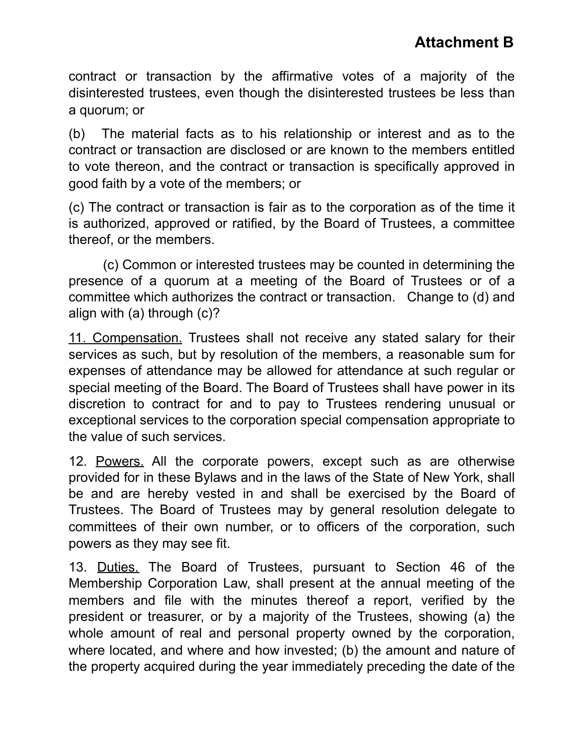**Attachment B**

contract or transaction by the affirmative votes of a majority of the disinterested trustees, even though the disinterested trustees be less than a quorum; or

(b) The material facts as to his relationship or interest and as to the contract or transaction are disclosed or are known to the members entitled to vote thereon, and the contract or transaction is specifically approved in good faith by a vote of the members; or

(c) The contract or transaction is fair as to the corporation as of the time it is authorized, approved or ratified, by the Board of Trustees, a committee thereof, or the members.

(c) Common or interested trustees may be counted in determining the presence of a quorum at a meeting of the Board of Trustees or of a committee which authorizes the contract or transaction. Change to (d) and align with (a) through (c)?

<u>11. Compensation.</u> Trustees shall not receive any stated salary for their services as such, but by resolution of the members, a reasonable sum for expenses of attendance may be allowed for attendance at such regular or special meeting of the Board. The Board of Trustees shall have power in its discretion to contract for and to pay to Trustees rendering unusual or exceptional services to the corporation special compensation appropriate to the value of such services.

12. <u>Powers.</u> All the corporate powers, except such as are otherwise provided for in these Bylaws and in the laws of the State of New York, shall be and are hereby vested in and shall be exercised by the Board of Trustees. The Board of Trustees may by general resolution delegate to committees of their own number, or to officers of the corporation, such powers as they may see fit.

13. <u>Duties.</u> The Board of Trustees, pursuant to Section 46 of the Membership Corporation Law, shall present at the annual meeting of the members and file with the minutes thereof a report, verified by the president or treasurer, or by a majority of the Trustees, showing (a) the whole amount of real and personal property owned by the corporation, where located, and where and how invested; (b) the amount and nature of the property acquired during the year immediately preceding the date of the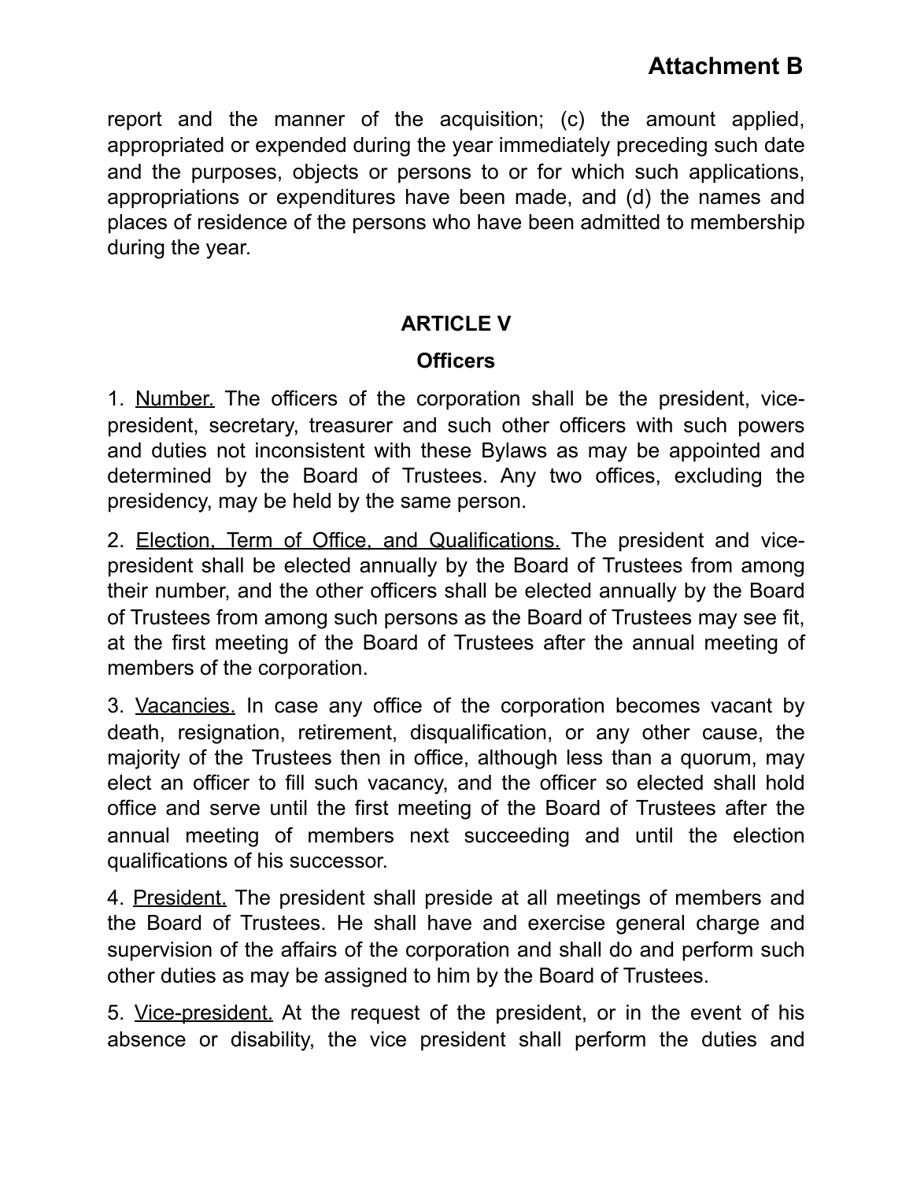report and the manner of the acquisition; (c) the amount applied, appropriated or expended during the year immediately preceding such date and the purposes, objects or persons to or for which such applications, appropriations or expenditures have been made, and (d) the names and places of residence of the persons who have been admitted to membership during the year.

## ARTICLE V

### Officers

1. Number. The officers of the corporation shall be the president, vice-president, secretary, treasurer and such other officers with such powers and duties not inconsistent with these Bylaws as may be appointed and determined by the Board of Trustees. Any two offices, excluding the presidency, may be held by the same person.

2. Election, Term of Office, and Qualifications. The president and vice-president shall be elected annually by the Board of Trustees from among their number, and the other officers shall be elected annually by the Board of Trustees from among such persons as the Board of Trustees may see fit, at the first meeting of the Board of Trustees after the annual meeting of members of the corporation.

3. Vacancies. In case any office of the corporation becomes vacant by death, resignation, retirement, disqualification, or any other cause, the majority of the Trustees then in office, although less than a quorum, may elect an officer to fill such vacancy, and the officer so elected shall hold office and serve until the first meeting of the Board of Trustees after the annual meeting of members next succeeding and until the election qualifications of his successor.

4. President. The president shall preside at all meetings of members and the Board of Trustees. He shall have and exercise general charge and supervision of the affairs of the corporation and shall do and perform such other duties as may be assigned to him by the Board of Trustees.

5. Vice-president. At the request of the president, or in the event of his absence or disability, the vice president shall perform the duties and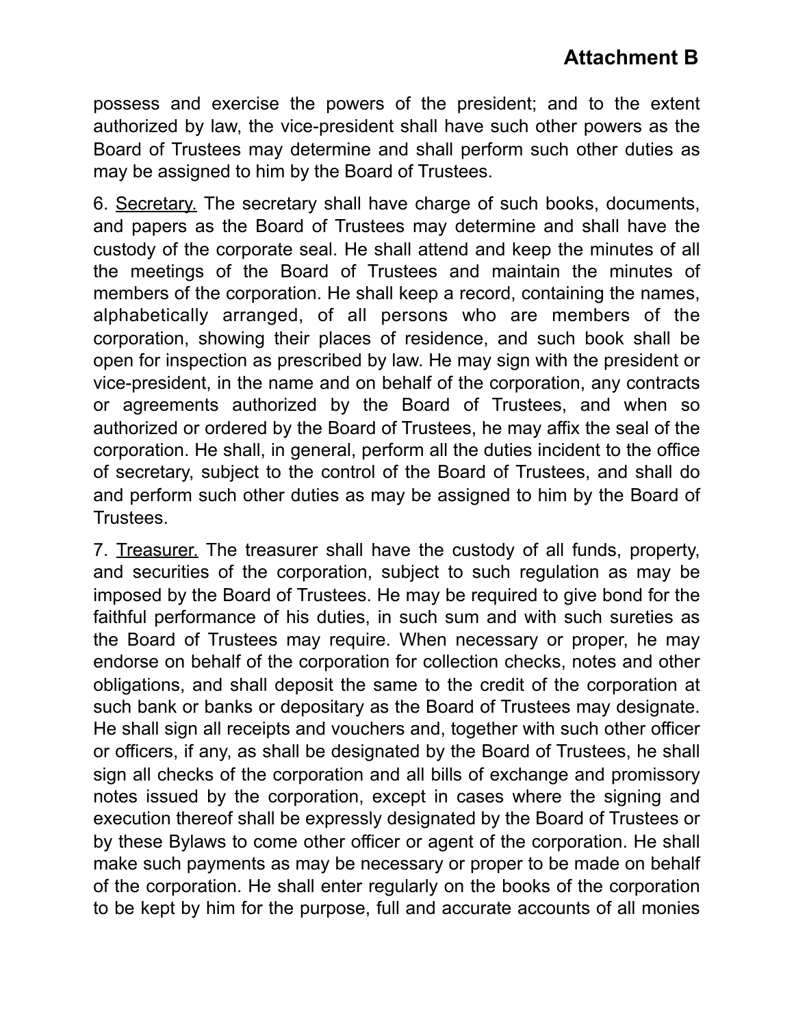possess and exercise the powers of the president; and to the extent authorized by law, the vice-president shall have such other powers as the Board of Trustees may determine and shall perform such other duties as may be assigned to him by the Board of Trustees.

6. Secretary. The secretary shall have charge of such books, documents, and papers as the Board of Trustees may determine and shall have the custody of the corporate seal. He shall attend and keep the minutes of all the meetings of the Board of Trustees and maintain the minutes of members of the corporation. He shall keep a record, containing the names, alphabetically arranged, of all persons who are members of the corporation, showing their places of residence, and such book shall be open for inspection as prescribed by law. He may sign with the president or vice-president, in the name and on behalf of the corporation, any contracts or agreements authorized by the Board of Trustees, and when so authorized or ordered by the Board of Trustees, he may affix the seal of the corporation. He shall, in general, perform all the duties incident to the office of secretary, subject to the control of the Board of Trustees, and shall do and perform such other duties as may be assigned to him by the Board of Trustees.

7. Treasurer. The treasurer shall have the custody of all funds, property, and securities of the corporation, subject to such regulation as may be imposed by the Board of Trustees. He may be required to give bond for the faithful performance of his duties, in such sum and with such sureties as the Board of Trustees may require. When necessary or proper, he may endorse on behalf of the corporation for collection checks, notes and other obligations, and shall deposit the same to the credit of the corporation at such bank or banks or depositary as the Board of Trustees may designate. He shall sign all receipts and vouchers and, together with such other officer or officers, if any, as shall be designated by the Board of Trustees, he shall sign all checks of the corporation and all bills of exchange and promissory notes issued by the corporation, except in cases where the signing and execution thereof shall be expressly designated by the Board of Trustees or by these Bylaws to come other officer or agent of the corporation. He shall make such payments as may be necessary or proper to be made on behalf of the corporation. He shall enter regularly on the books of the corporation to be kept by him for the purpose, full and accurate accounts of all monies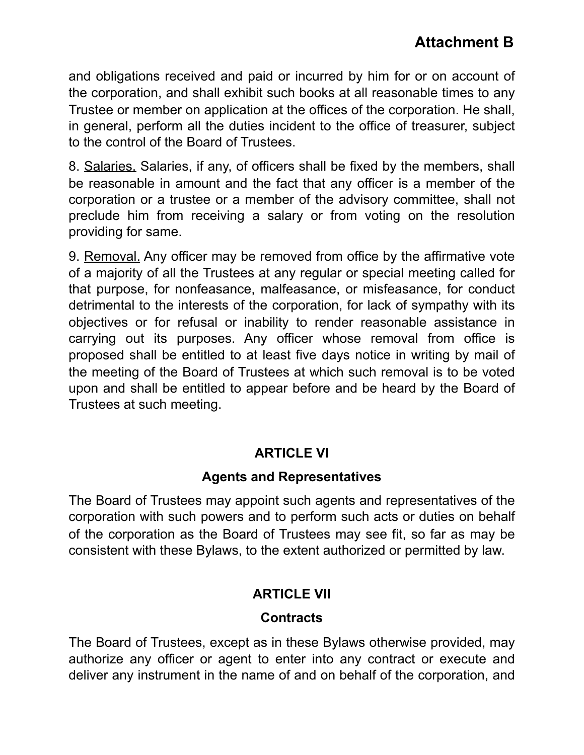and obligations received and paid or incurred by him for or on account of the corporation, and shall exhibit such books at all reasonable times to any Trustee or member on application at the offices of the corporation. He shall, in general, perform all the duties incident to the office of treasurer, subject to the control of the Board of Trustees.

8. <u>Salaries.</u> Salaries, if any, of officers shall be fixed by the members, shall be reasonable in amount and the fact that any officer is a member of the corporation or a trustee or a member of the advisory committee, shall not preclude him from receiving a salary or from voting on the resolution providing for same.

9. <u>Removal.</u> Any officer may be removed from office by the affirmative vote of a majority of all the Trustees at any regular or special meeting called for that purpose, for nonfeasance, malfeasance, or misfeasance, for conduct detrimental to the interests of the corporation, for lack of sympathy with its objectives or for refusal or inability to render reasonable assistance in carrying out its purposes. Any officer whose removal from office is proposed shall be entitled to at least five days notice in writing by mail of the meeting of the Board of Trustees at which such removal is to be voted upon and shall be entitled to appear before and be heard by the Board of Trustees at such meeting.

## ARTICLE VI

### Agents and Representatives

The Board of Trustees may appoint such agents and representatives of the corporation with such powers and to perform such acts or duties on behalf of the corporation as the Board of Trustees may see fit, so far as may be consistent with these Bylaws, to the extent authorized or permitted by law.

## ARTICLE VII

### Contracts

The Board of Trustees, except as in these Bylaws otherwise provided, may authorize any officer or agent to enter into any contract or execute and deliver any instrument in the name of and on behalf of the corporation, and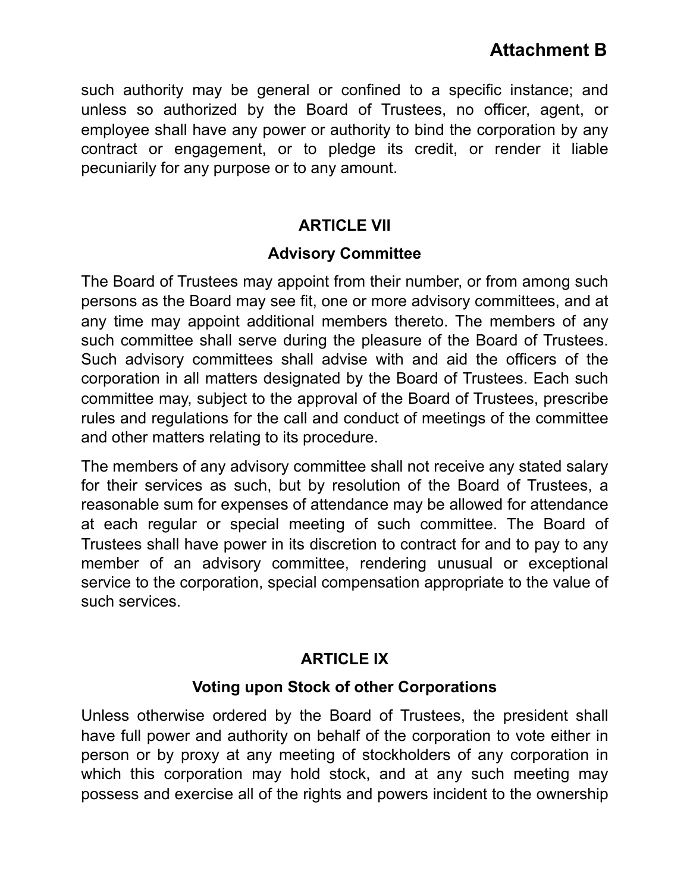such authority may be general or confined to a specific instance; and unless so authorized by the Board of Trustees, no officer, agent, or employee shall have any power or authority to bind the corporation by any contract or engagement, or to pledge its credit, or render it liable pecuniarily for any purpose or to any amount.

## ARTICLE VII

### Advisory Committee

The Board of Trustees may appoint from their number, or from among such persons as the Board may see fit, one or more advisory committees, and at any time may appoint additional members thereto. The members of any such committee shall serve during the pleasure of the Board of Trustees. Such advisory committees shall advise with and aid the officers of the corporation in all matters designated by the Board of Trustees. Each such committee may, subject to the approval of the Board of Trustees, prescribe rules and regulations for the call and conduct of meetings of the committee and other matters relating to its procedure.

The members of any advisory committee shall not receive any stated salary for their services as such, but by resolution of the Board of Trustees, a reasonable sum for expenses of attendance may be allowed for attendance at each regular or special meeting of such committee. The Board of Trustees shall have power in its discretion to contract for and to pay to any member of an advisory committee, rendering unusual or exceptional service to the corporation, special compensation appropriate to the value of such services.

## ARTICLE IX

### Voting upon Stock of other Corporations

Unless otherwise ordered by the Board of Trustees, the president shall have full power and authority on behalf of the corporation to vote either in person or by proxy at any meeting of stockholders of any corporation in which this corporation may hold stock, and at any such meeting may possess and exercise all of the rights and powers incident to the ownership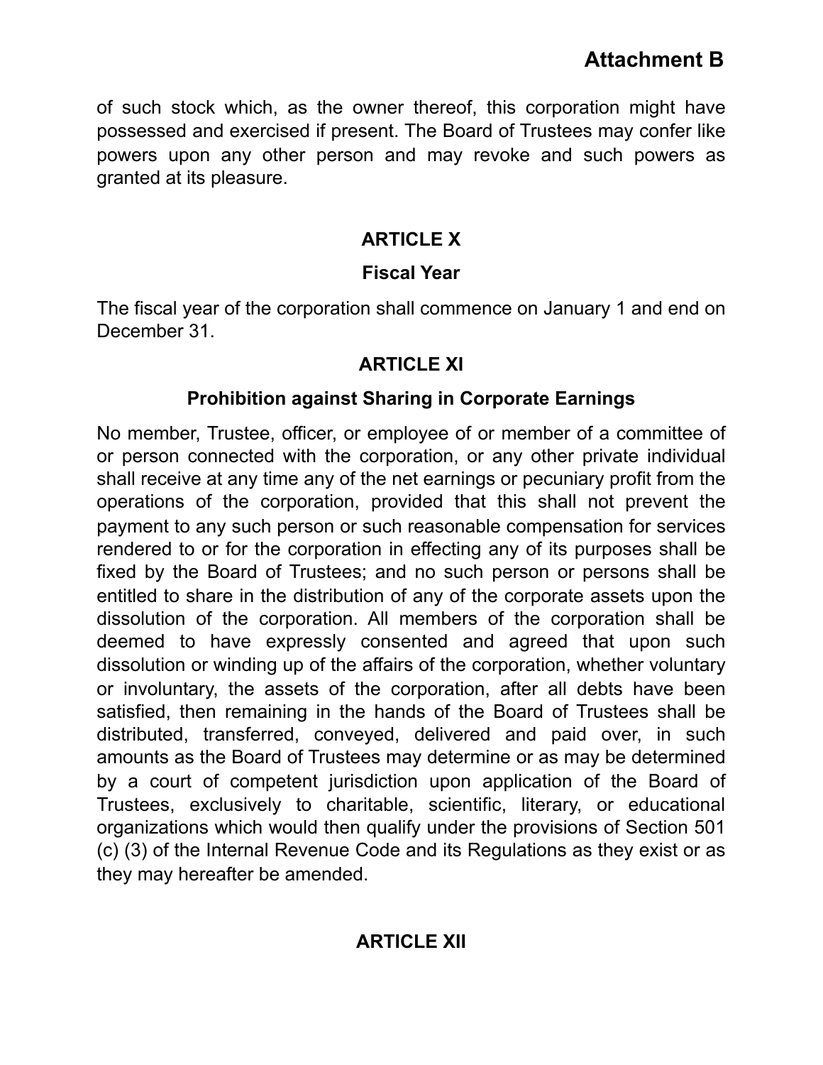of such stock which, as the owner thereof, this corporation might have possessed and exercised if present. The Board of Trustees may confer like powers upon any other person and may revoke and such powers as granted at its pleasure.

## ARTICLE X

### Fiscal Year

The fiscal year of the corporation shall commence on January 1 and end on December 31.

## ARTICLE XI

### Prohibition against Sharing in Corporate Earnings

No member, Trustee, officer, or employee of or member of a committee of or person connected with the corporation, or any other private individual shall receive at any time any of the net earnings or pecuniary profit from the operations of the corporation, provided that this shall not prevent the payment to any such person or such reasonable compensation for services rendered to or for the corporation in effecting any of its purposes shall be fixed by the Board of Trustees; and no such person or persons shall be entitled to share in the distribution of any of the corporate assets upon the dissolution of the corporation. All members of the corporation shall be deemed to have expressly consented and agreed that upon such dissolution or winding up of the affairs of the corporation, whether voluntary or involuntary, the assets of the corporation, after all debts have been satisfied, then remaining in the hands of the Board of Trustees shall be distributed, transferred, conveyed, delivered and paid over, in such amounts as the Board of Trustees may determine or as may be determined by a court of competent jurisdiction upon application of the Board of Trustees, exclusively to charitable, scientific, literary, or educational organizations which would then qualify under the provisions of Section 501 (c) (3) of the Internal Revenue Code and its Regulations as they exist or as they may hereafter be amended.

## ARTICLE XII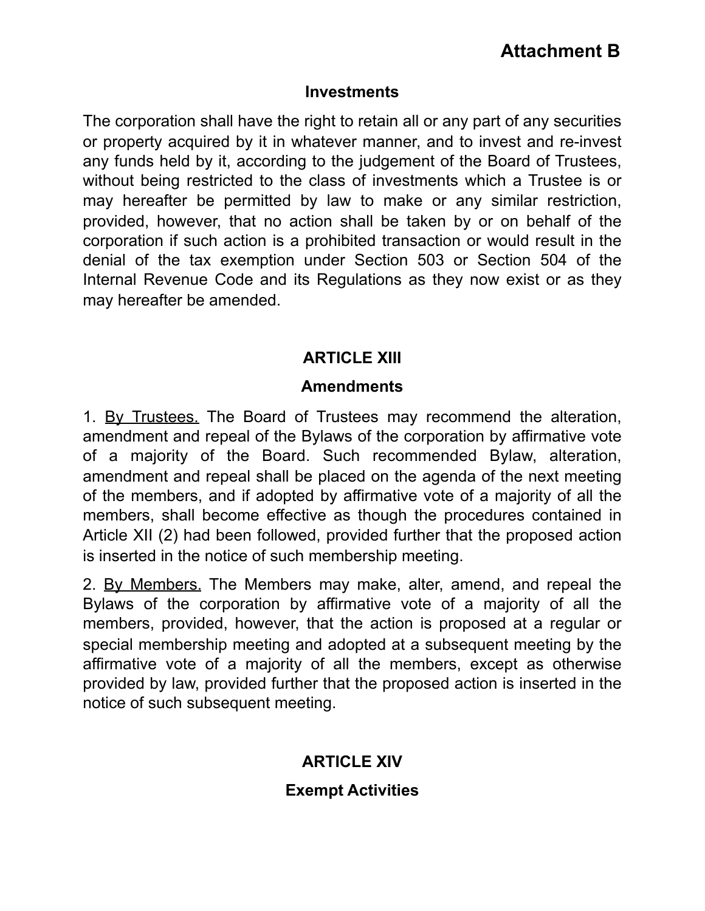# Attachment B

## Investments

The corporation shall have the right to retain all or any part of any securities or property acquired by it in whatever manner, and to invest and re-invest any funds held by it, according to the judgement of the Board of Trustees, without being restricted to the class of investments which a Trustee is or may hereafter be permitted by law to make or any similar restriction, provided, however, that no action shall be taken by or on behalf of the corporation if such action is a prohibited transaction or would result in the denial of the tax exemption under Section 503 or Section 504 of the Internal Revenue Code and its Regulations as they now exist or as they may hereafter be amended.

## ARTICLE XIII

### Amendments

1. By Trustees. The Board of Trustees may recommend the alteration, amendment and repeal of the Bylaws of the corporation by affirmative vote of a majority of the Board. Such recommended Bylaw, alteration, amendment and repeal shall be placed on the agenda of the next meeting of the members, and if adopted by affirmative vote of a majority of all the members, shall become effective as though the procedures contained in Article XII (2) had been followed, provided further that the proposed action is inserted in the notice of such membership meeting.

2. By Members. The Members may make, alter, amend, and repeal the Bylaws of the corporation by affirmative vote of a majority of all the members, provided, however, that the action is proposed at a regular or special membership meeting and adopted at a subsequent meeting by the affirmative vote of a majority of all the members, except as otherwise provided by law, provided further that the proposed action is inserted in the notice of such subsequent meeting.

## ARTICLE XIV

### Exempt Activities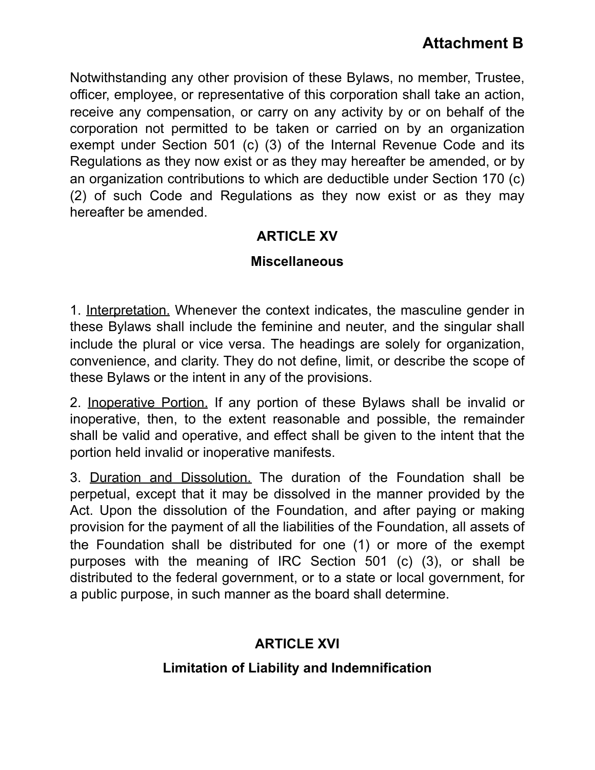Notwithstanding any other provision of these Bylaws, no member, Trustee, officer, employee, or representative of this corporation shall take an action, receive any compensation, or carry on any activity by or on behalf of the corporation not permitted to be taken or carried on by an organization exempt under Section 501 (c) (3) of the Internal Revenue Code and its Regulations as they now exist or as they may hereafter be amended, or by an organization contributions to which are deductible under Section 170 (c) (2) of such Code and Regulations as they now exist or as they may hereafter be amended.

## ARTICLE XV

### Miscellaneous

1. Interpretation. Whenever the context indicates, the masculine gender in these Bylaws shall include the feminine and neuter, and the singular shall include the plural or vice versa. The headings are solely for organization, convenience, and clarity. They do not define, limit, or describe the scope of these Bylaws or the intent in any of the provisions.

2. Inoperative Portion. If any portion of these Bylaws shall be invalid or inoperative, then, to the extent reasonable and possible, the remainder shall be valid and operative, and effect shall be given to the intent that the portion held invalid or inoperative manifests.

3. Duration and Dissolution. The duration of the Foundation shall be perpetual, except that it may be dissolved in the manner provided by the Act. Upon the dissolution of the Foundation, and after paying or making provision for the payment of all the liabilities of the Foundation, all assets of the Foundation shall be distributed for one (1) or more of the exempt purposes with the meaning of IRC Section 501 (c) (3), or shall be distributed to the federal government, or to a state or local government, for a public purpose, in such manner as the board shall determine.

## ARTICLE XVI

### Limitation of Liability and Indemnification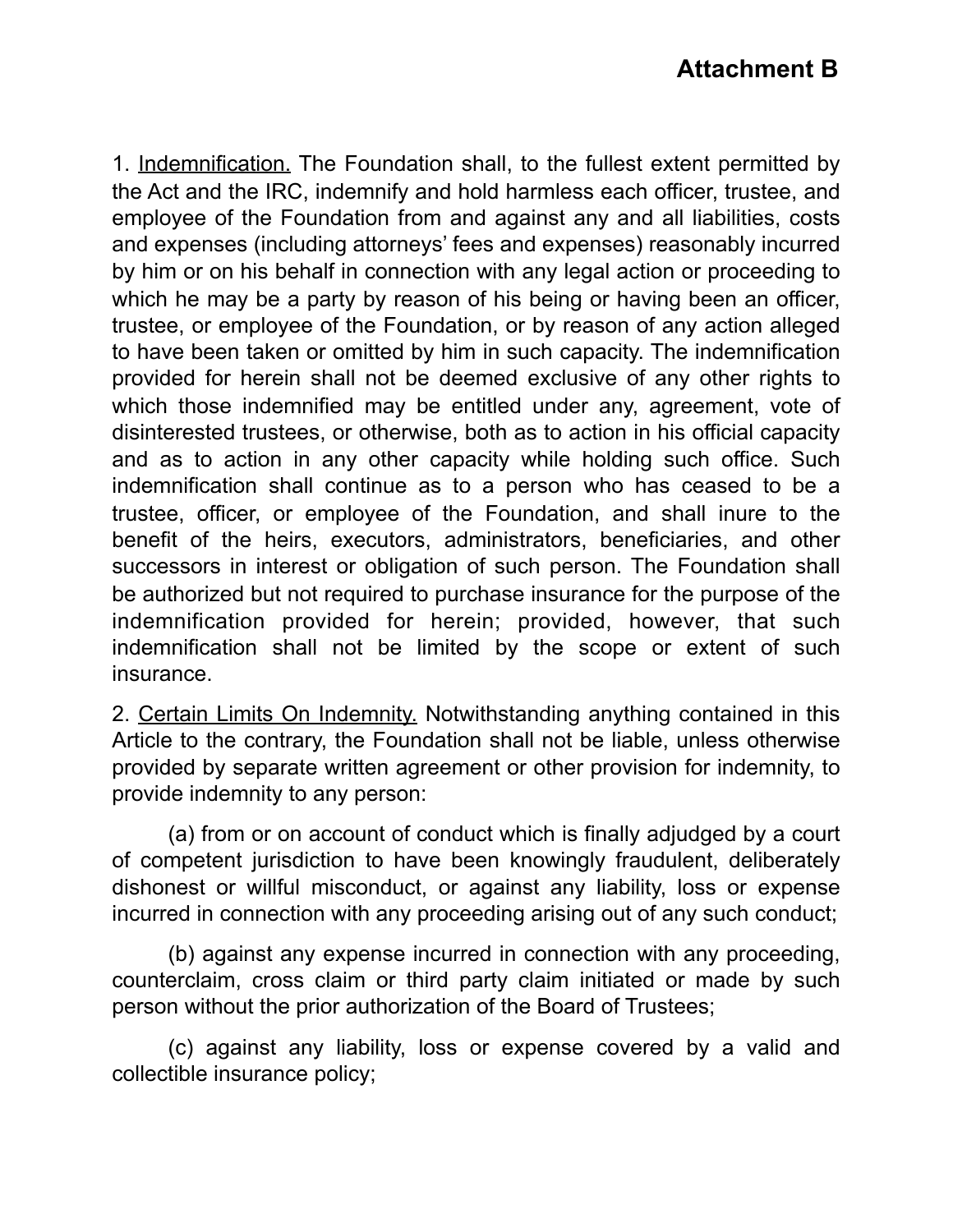# Attachment B

1. <u>Indemnification.</u> The Foundation shall, to the fullest extent permitted by the Act and the IRC, indemnify and hold harmless each officer, trustee, and employee of the Foundation from and against any and all liabilities, costs and expenses (including attorneys' fees and expenses) reasonably incurred by him or on his behalf in connection with any legal action or proceeding to which he may be a party by reason of his being or having been an officer, trustee, or employee of the Foundation, or by reason of any action alleged to have been taken or omitted by him in such capacity. The indemnification provided for herein shall not be deemed exclusive of any other rights to which those indemnified may be entitled under any, agreement, vote of disinterested trustees, or otherwise, both as to action in his official capacity and as to action in any other capacity while holding such office. Such indemnification shall continue as to a person who has ceased to be a trustee, officer, or employee of the Foundation, and shall inure to the benefit of the heirs, executors, administrators, beneficiaries, and other successors in interest or obligation of such person. The Foundation shall be authorized but not required to purchase insurance for the purpose of the indemnification provided for herein; provided, however, that such indemnification shall not be limited by the scope or extent of such insurance.

2. <u>Certain Limits On Indemnity.</u> Notwithstanding anything contained in this Article to the contrary, the Foundation shall not be liable, unless otherwise provided by separate written agreement or other provision for indemnity, to provide indemnity to any person:

(a) from or on account of conduct which is finally adjudged by a court of competent jurisdiction to have been knowingly fraudulent, deliberately dishonest or willful misconduct, or against any liability, loss or expense incurred in connection with any proceeding arising out of any such conduct;

(b) against any expense incurred in connection with any proceeding, counterclaim, cross claim or third party claim initiated or made by such person without the prior authorization of the Board of Trustees;

(c) against any liability, loss or expense covered by a valid and collectible insurance policy;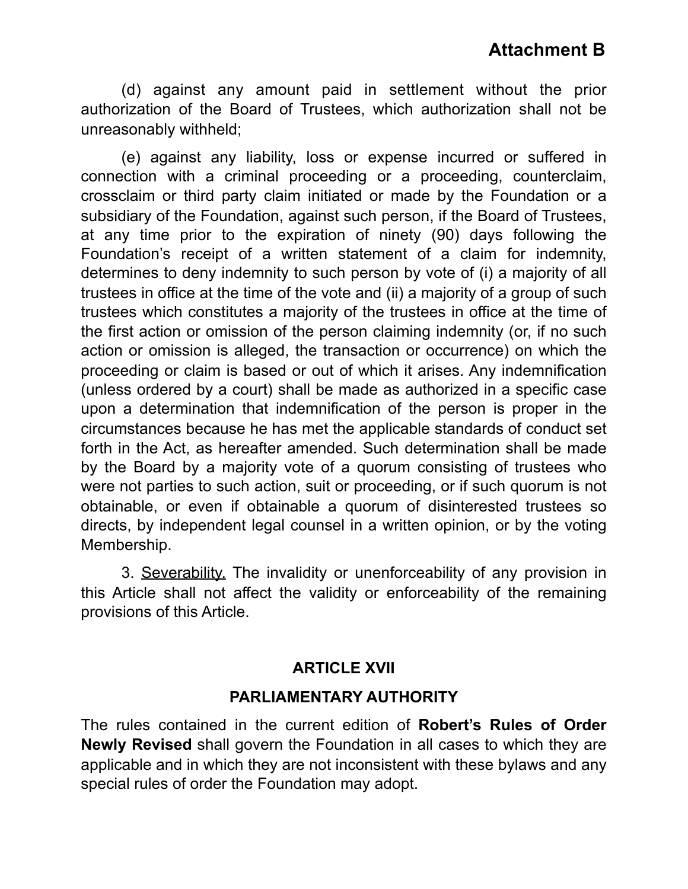**Attachment B**

(d) against any amount paid in settlement without the prior authorization of the Board of Trustees, which authorization shall not be unreasonably withheld;

(e) against any liability, loss or expense incurred or suffered in connection with a criminal proceeding or a proceeding, counterclaim, crossclaim or third party claim initiated or made by the Foundation or a subsidiary of the Foundation, against such person, if the Board of Trustees, at any time prior to the expiration of ninety (90) days following the Foundation's receipt of a written statement of a claim for indemnity, determines to deny indemnity to such person by vote of (i) a majority of all trustees in office at the time of the vote and (ii) a majority of a group of such trustees which constitutes a majority of the trustees in office at the time of the first action or omission of the person claiming indemnity (or, if no such action or omission is alleged, the transaction or occurrence) on which the proceeding or claim is based or out of which it arises. Any indemnification (unless ordered by a court) shall be made as authorized in a specific case upon a determination that indemnification of the person is proper in the circumstances because he has met the applicable standards of conduct set forth in the Act, as hereafter amended. Such determination shall be made by the Board by a majority vote of a quorum consisting of trustees who were not parties to such action, suit or proceeding, or if such quorum is not obtainable, or even if obtainable a quorum of disinterested trustees so directs, by independent legal counsel in a written opinion, or by the voting Membership.

3. Severability. The invalidity or unenforceability of any provision in this Article shall not affect the validity or enforceability of the remaining provisions of this Article.

## ARTICLE XVII

## PARLIAMENTARY AUTHORITY

The rules contained in the current edition of **Robert's Rules of Order Newly Revised** shall govern the Foundation in all cases to which they are applicable and in which they are not inconsistent with these bylaws and any special rules of order the Foundation may adopt.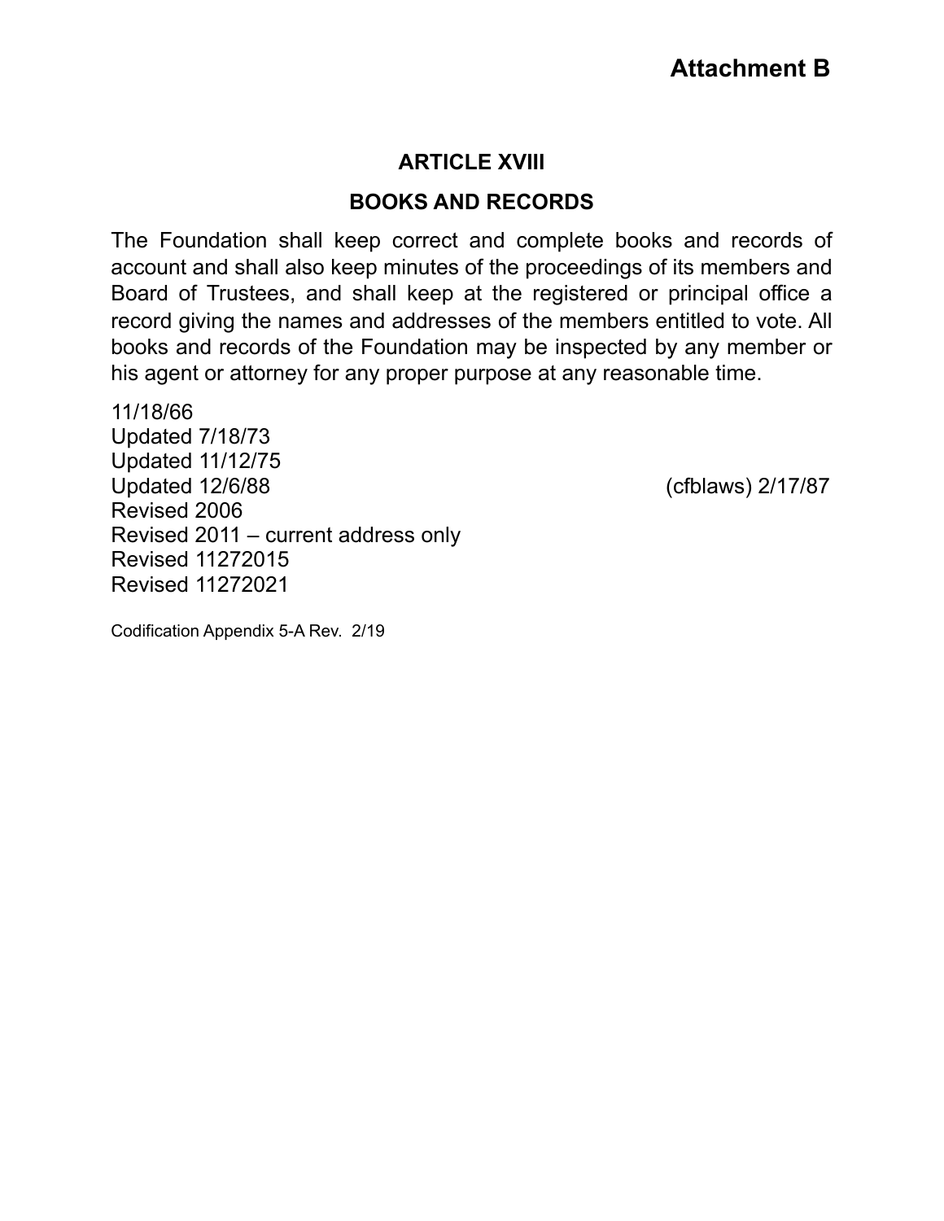# Attachment B

## ARTICLE XVIII

## BOOKS AND RECORDS

The Foundation shall keep correct and complete books and records of account and shall also keep minutes of the proceedings of its members and Board of Trustees, and shall keep at the registered or principal office a record giving the names and addresses of the members entitled to vote. All books and records of the Foundation may be inspected by any member or his agent or attorney for any proper purpose at any reasonable time.

11/18/66
Updated 7/18/73
Updated 11/12/75
Updated 12/6/88 (cfblaws) 2/17/87
Revised 2006
Revised 2011 – current address only
Revised 11272015
Revised 11272021

Codification Appendix 5-A Rev. 2/19